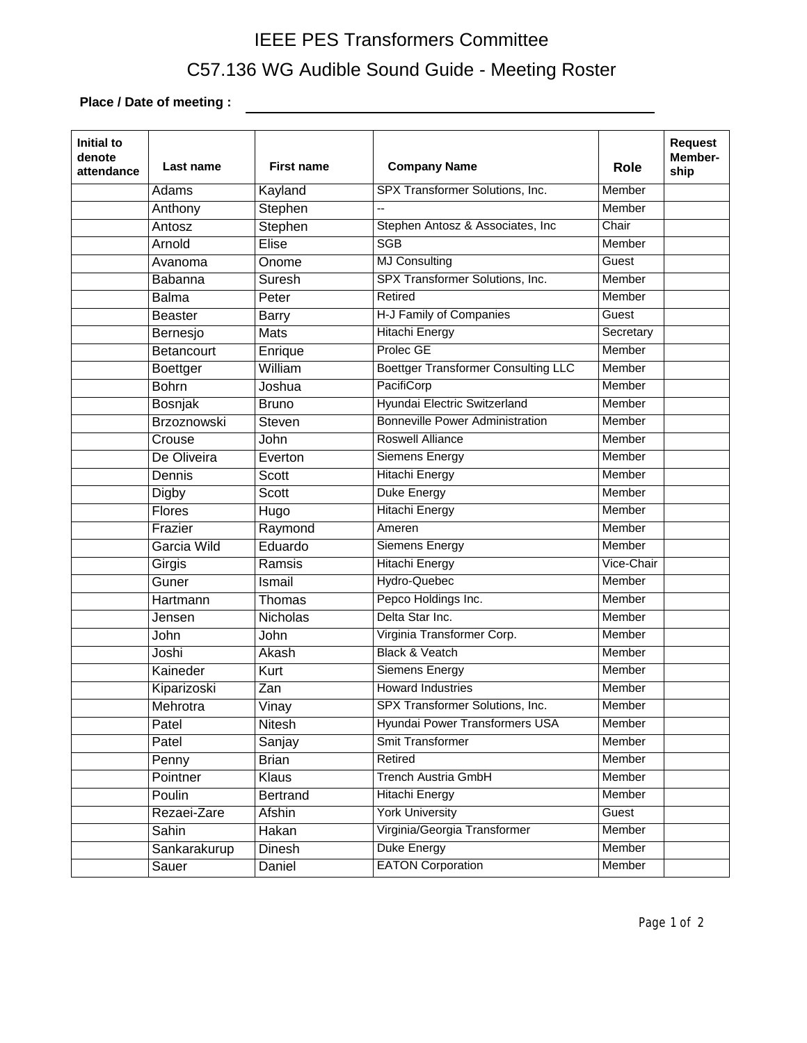# IEEE PES Transformers Committee

## C57.136 WG Audible Sound Guide - Meeting Roster

**Place / Date of meeting :** ____________________

| Initial to denote attendance | Last name | First name | Company Name | Role | Request Member-ship |
|---|---|---|---|---|---|
| | Adams | Kayland | SPX Transformer Solutions, Inc. | Member | |
| | Anthony | Stephen | -- | Member | |
| | Antosz | Stephen | Stephen Antosz & Associates, Inc | Chair | |
| | Arnold | Elise | SGB | Member | |
| | Avanoma | Onome | MJ Consulting | Guest | |
| | Babanna | Suresh | SPX Transformer Solutions, Inc. | Member | |
| | Balma | Peter | Retired | Member | |
| | Beaster | Barry | H-J Family of Companies | Guest | |
| | Bernesjo | Mats | Hitachi Energy | Secretary | |
| | Betancourt | Enrique | Prolec GE | Member | |
| | Boettger | William | Boettger Transformer Consulting LLC | Member | |
| | Bohrn | Joshua | PacifiCorp | Member | |
| | Bosnjak | Bruno | Hyundai Electric Switzerland | Member | |
| | Brzoznowski | Steven | Bonneville Power Administration | Member | |
| | Crouse | John | Roswell Alliance | Member | |
| | De Oliveira | Everton | Siemens Energy | Member | |
| | Dennis | Scott | Hitachi Energy | Member | |
| | Digby | Scott | Duke Energy | Member | |
| | Flores | Hugo | Hitachi Energy | Member | |
| | Frazier | Raymond | Ameren | Member | |
| | Garcia Wild | Eduardo | Siemens Energy | Member | |
| | Girgis | Ramsis | Hitachi Energy | Vice-Chair | |
| | Guner | Ismail | Hydro-Quebec | Member | |
| | Hartmann | Thomas | Pepco Holdings Inc. | Member | |
| | Jensen | Nicholas | Delta Star Inc. | Member | |
| | John | John | Virginia Transformer Corp. | Member | |
| | Joshi | Akash | Black & Veatch | Member | |
| | Kaineder | Kurt | Siemens Energy | Member | |
| | Kiparizoski | Zan | Howard Industries | Member | |
| | Mehrotra | Vinay | SPX Transformer Solutions, Inc. | Member | |
| | Patel | Nitesh | Hyundai Power Transformers USA | Member | |
| | Patel | Sanjay | Smit Transformer | Member | |
| | Penny | Brian | Retired | Member | |
| | Pointner | Klaus | Trench Austria GmbH | Member | |
| | Poulin | Bertrand | Hitachi Energy | Member | |
| | Rezaei-Zare | Afshin | York University | Guest | |
| | Sahin | Hakan | Virginia/Georgia Transformer | Member | |
| | Sankarakurup | Dinesh | Duke Energy | Member | |
| | Sauer | Daniel | EATON Corporation | Member | |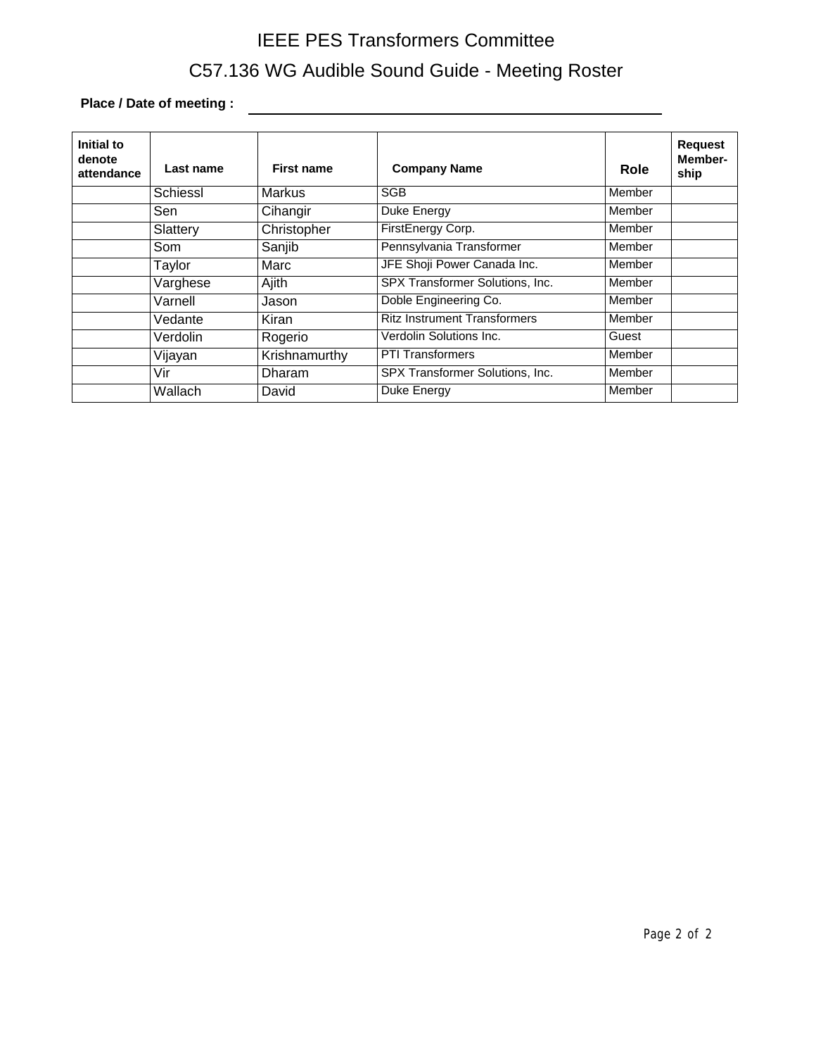# IEEE PES Transformers Committee

## C57.136 WG Audible Sound Guide - Meeting Roster

**Place / Date of meeting :** ______________________________

| Initial to denote attendance | Last name | First name | Company Name | Role | Request Member-ship |
|---|---|---|---|---|---|
| | Schiessl | Markus | SGB | Member | |
| | Sen | Cihangir | Duke Energy | Member | |
| | Slattery | Christopher | FirstEnergy Corp. | Member | |
| | Som | Sanjib | Pennsylvania Transformer | Member | |
| | Taylor | Marc | JFE Shoji Power Canada Inc. | Member | |
| | Varghese | Ajith | SPX Transformer Solutions, Inc. | Member | |
| | Varnell | Jason | Doble Engineering Co. | Member | |
| | Vedante | Kiran | Ritz Instrument Transformers | Member | |
| | Verdolin | Rogerio | Verdolin Solutions Inc. | Guest | |
| | Vijayan | Krishnamurthy | PTI Transformers | Member | |
| | Vir | Dharam | SPX Transformer Solutions, Inc. | Member | |
| | Wallach | David | Duke Energy | Member | |